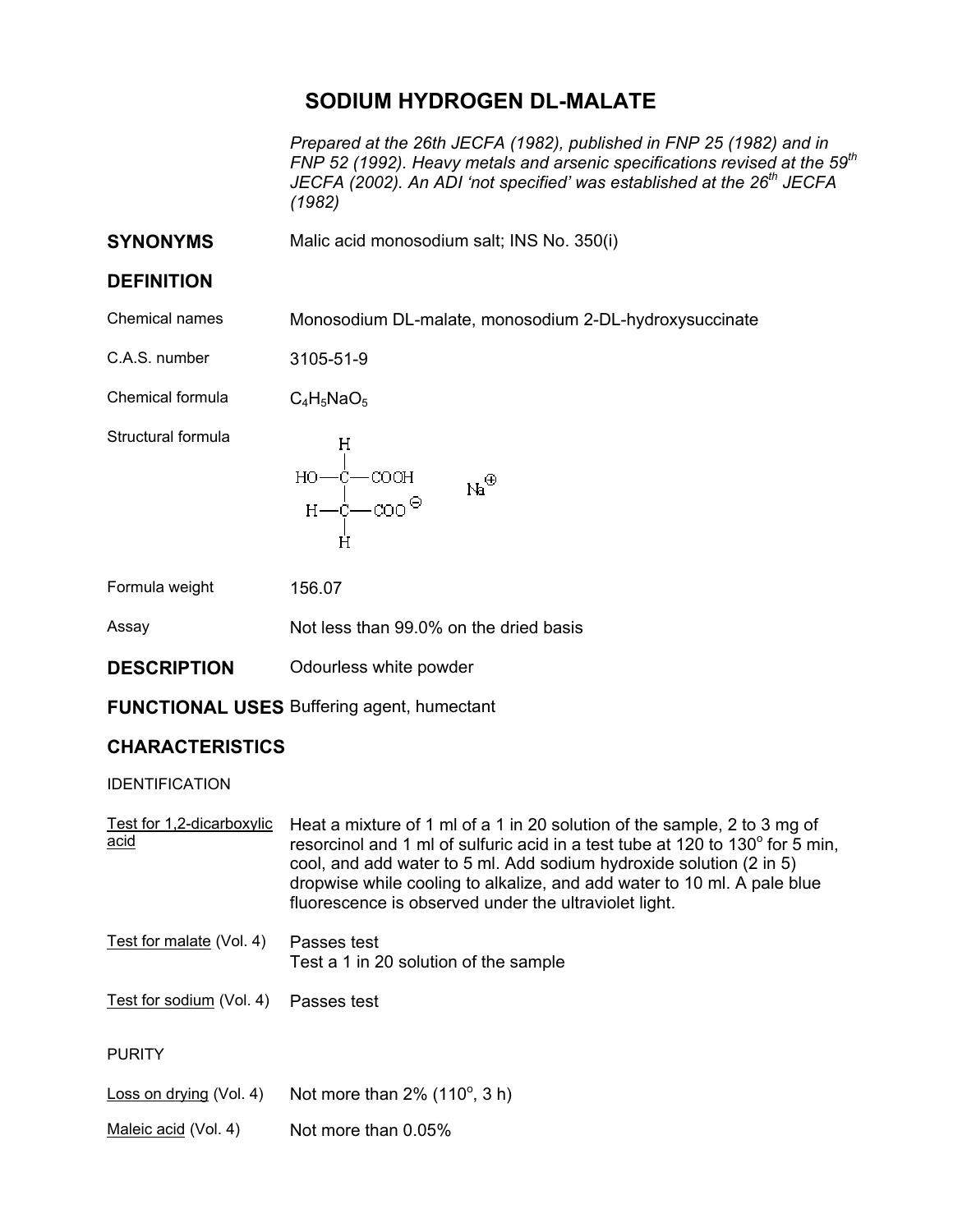# SODIUM HYDROGEN DL-MALATE

*Prepared at the 26th JECFA (1982), published in FNP 25 (1982) and in FNP 52 (1992). Heavy metals and arsenic specifications revised at the 59th JECFA (2002). An ADI 'not specified' was established at the 26th JECFA (1982)*

## SYNONYMS

Malic acid monosodium salt; INS No. 350(i)

## DEFINITION

**Chemical names:** Monosodium DL-malate, monosodium 2-DL-hydroxysuccinate

**C.A.S. number:** 3105-51-9

**Chemical formula:** $C_4H_5NaO_5$

**Structural formula:**

```
        H
        |
  HO—C—COOH          Na⊕
        |
   H—C—COO⊖
        |
        H
```

**Formula weight:** 156.07

**Assay:** Not less than 99.0% on the dried basis

## DESCRIPTION

Odourless white powder

## FUNCTIONAL USES

Buffering agent, humectant

## CHARACTERISTICS

### IDENTIFICATION

**Test for 1,2-dicarboxylic acid:** Heat a mixture of 1 ml of a 1 in 20 solution of the sample, 2 to 3 mg of resorcinol and 1 ml of sulfuric acid in a test tube at 120 to 130° for 5 min, cool, and add water to 5 ml. Add sodium hydroxide solution (2 in 5) dropwise while cooling to alkalize, and add water to 10 ml. A pale blue fluorescence is observed under the ultraviolet light.

**Test for malate (Vol. 4):** Passes test
Test a 1 in 20 solution of the sample

**Test for sodium (Vol. 4):** Passes test

### PURITY

**Loss on drying (Vol. 4):** Not more than 2% (110°, 3 h)

**Maleic acid (Vol. 4):** Not more than 0.05%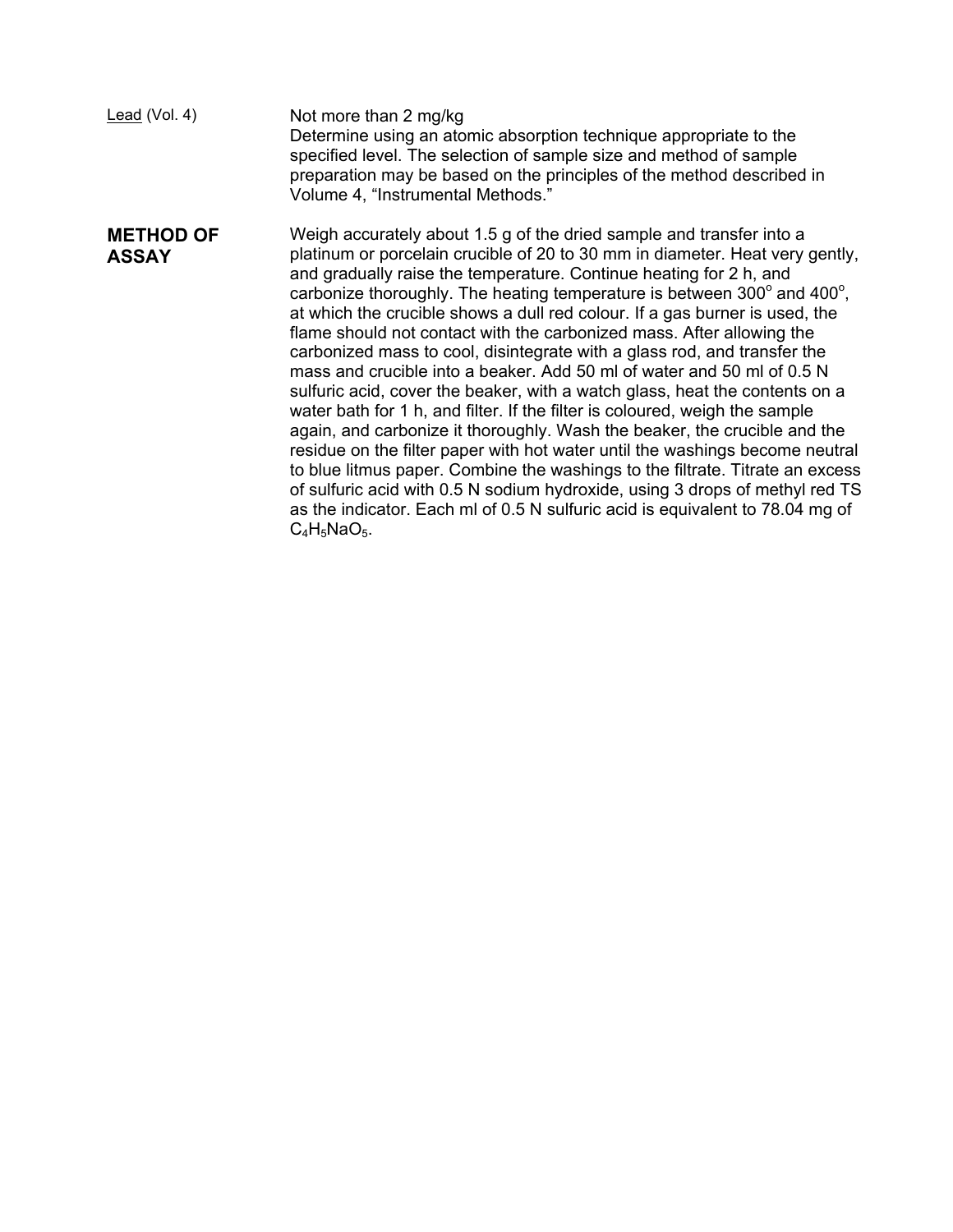Lead (Vol. 4) Not more than 2 mg/kg
Determine using an atomic absorption technique appropriate to the specified level. The selection of sample size and method of sample preparation may be based on the principles of the method described in Volume 4, “Instrumental Methods.”

**METHOD OF ASSAY**

Weigh accurately about 1.5 g of the dried sample and transfer into a platinum or porcelain crucible of 20 to 30 mm in diameter. Heat very gently, and gradually raise the temperature. Continue heating for 2 h, and carbonize thoroughly. The heating temperature is between 300$^{o}$ and 400$^{o}$, at which the crucible shows a dull red colour. If a gas burner is used, the flame should not contact with the carbonized mass. After allowing the carbonized mass to cool, disintegrate with a glass rod, and transfer the mass and crucible into a beaker. Add 50 ml of water and 50 ml of 0.5 N sulfuric acid, cover the beaker, with a watch glass, heat the contents on a water bath for 1 h, and filter. If the filter is coloured, weigh the sample again, and carbonize it thoroughly. Wash the beaker, the crucible and the residue on the filter paper with hot water until the washings become neutral to blue litmus paper. Combine the washings to the filtrate. Titrate an excess of sulfuric acid with 0.5 N sodium hydroxide, using 3 drops of methyl red TS as the indicator. Each ml of 0.5 N sulfuric acid is equivalent to 78.04 mg of $C_4H_5NaO_5$.